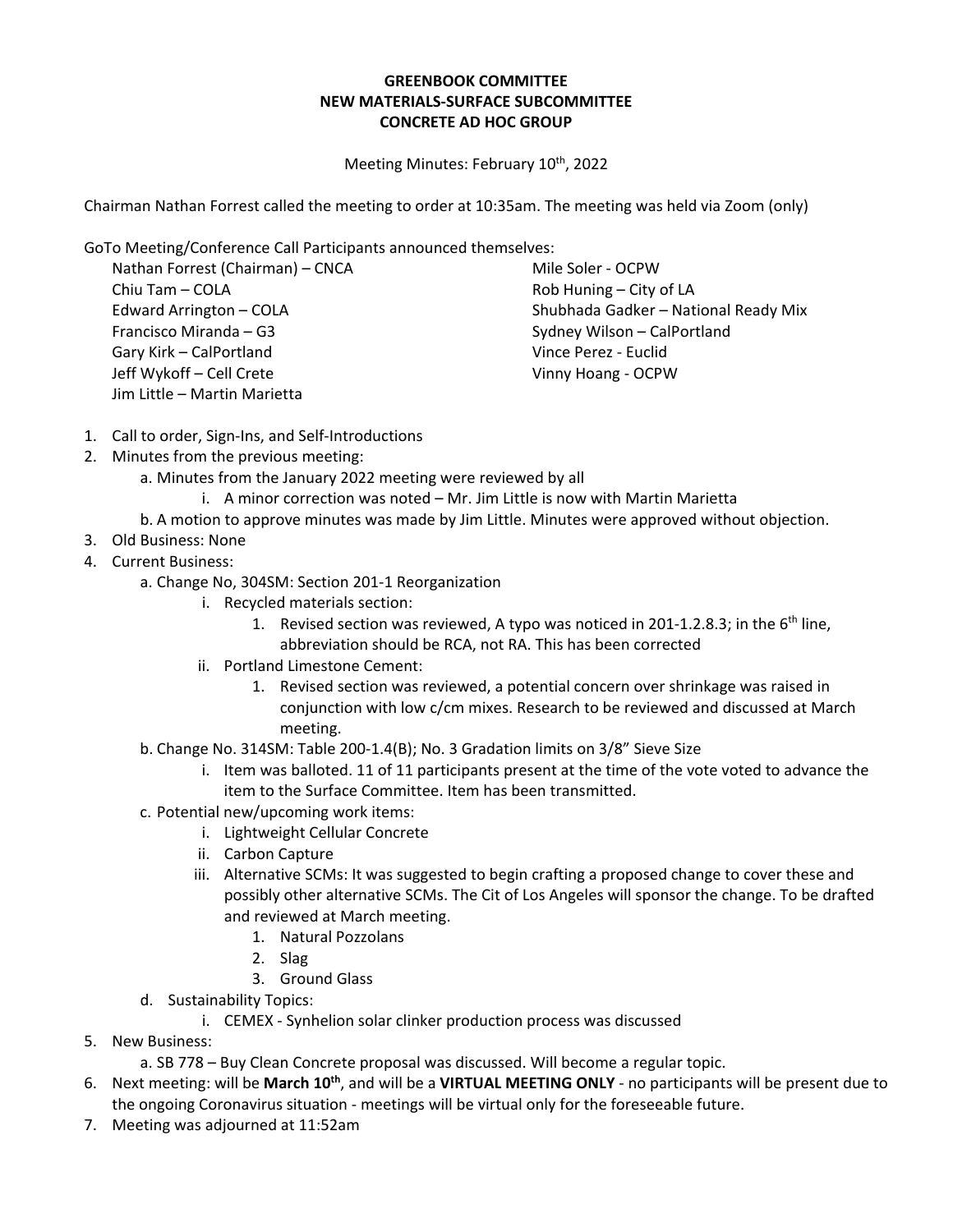**GREENBOOK COMMITTEE**
**NEW MATERIALS-SURFACE SUBCOMMITTEE**
**CONCRETE AD HOC GROUP**

Meeting Minutes: February 10th, 2022

Chairman Nathan Forrest called the meeting to order at 10:35am. The meeting was held via Zoom (only)

GoTo Meeting/Conference Call Participants announced themselves:

- Nathan Forrest (Chairman) – CNCA
- Chiu Tam – COLA
- Edward Arrington – COLA
- Francisco Miranda – G3
- Gary Kirk – CalPortland
- Jeff Wykoff – Cell Crete
- Jim Little – Martin Marietta
- Mile Soler - OCPW
- Rob Huning – City of LA
- Shubhada Gadker – National Ready Mix
- Sydney Wilson – CalPortland
- Vince Perez - Euclid
- Vinny Hoang - OCPW

1. Call to order, Sign-Ins, and Self-Introductions
2. Minutes from the previous meeting:
   a. Minutes from the January 2022 meeting were reviewed by all
      i. A minor correction was noted – Mr. Jim Little is now with Martin Marietta
   b. A motion to approve minutes was made by Jim Little. Minutes were approved without objection.
3. Old Business: None
4. Current Business:
   a. Change No, 304SM: Section 201-1 Reorganization
      i. Recycled materials section:
         1. Revised section was reviewed, A typo was noticed in 201-1.2.8.3; in the 6th line, abbreviation should be RCA, not RA. This has been corrected
      ii. Portland Limestone Cement:
         1. Revised section was reviewed, a potential concern over shrinkage was raised in conjunction with low c/cm mixes. Research to be reviewed and discussed at March meeting.
   b. Change No. 314SM: Table 200-1.4(B); No. 3 Gradation limits on 3/8" Sieve Size
      i. Item was balloted. 11 of 11 participants present at the time of the vote voted to advance the item to the Surface Committee. Item has been transmitted.
   c. Potential new/upcoming work items:
      i. Lightweight Cellular Concrete
      ii. Carbon Capture
      iii. Alternative SCMs: It was suggested to begin crafting a proposed change to cover these and possibly other alternative SCMs. The Cit of Los Angeles will sponsor the change. To be drafted and reviewed at March meeting.
         1. Natural Pozzolans
         2. Slag
         3. Ground Glass
   d. Sustainability Topics:
      i. CEMEX - Synhelion solar clinker production process was discussed
5. New Business:
   a. SB 778 – Buy Clean Concrete proposal was discussed. Will become a regular topic.
6. Next meeting: will be **March 10th**, and will be a **VIRTUAL MEETING ONLY** - no participants will be present due to the ongoing Coronavirus situation - meetings will be virtual only for the foreseeable future.
7. Meeting was adjourned at 11:52am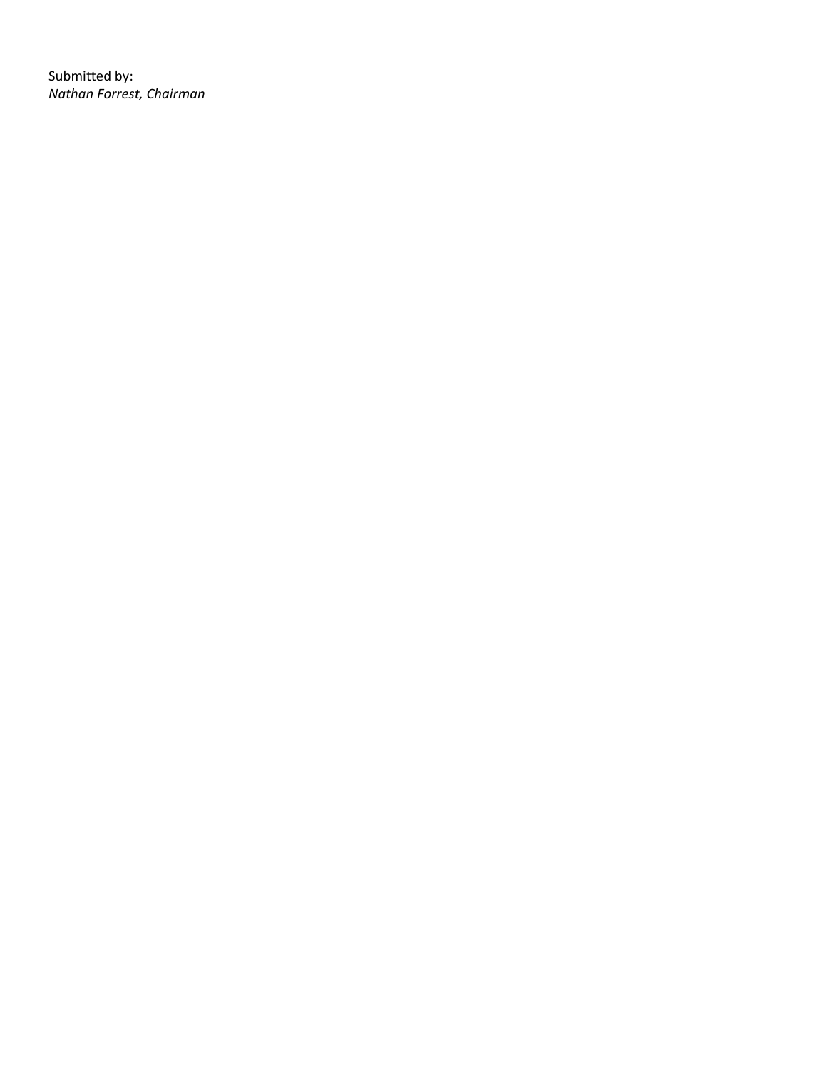Submitted by:
*Nathan Forrest, Chairman*